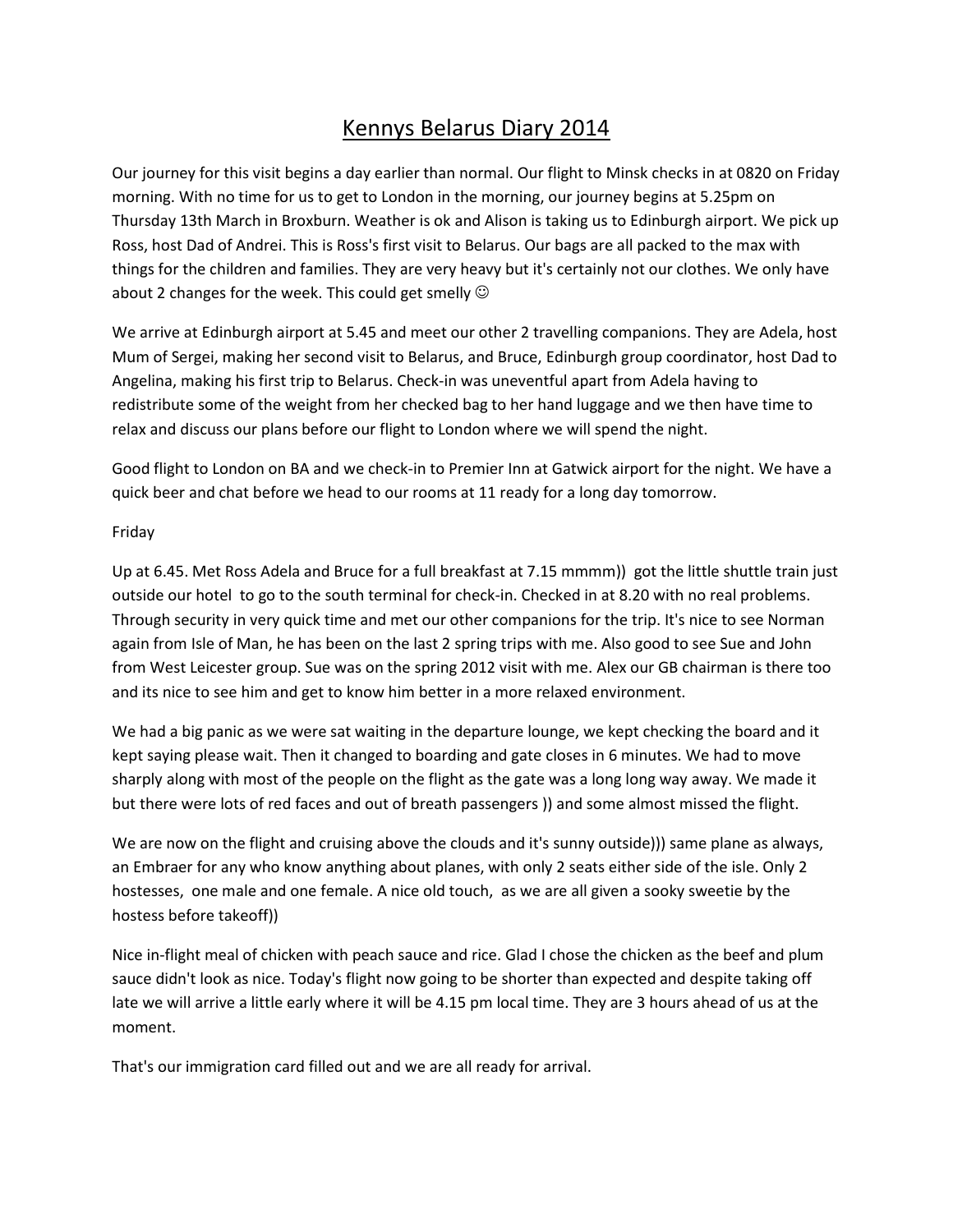# Kennys Belarus Diary 2014

Our journey for this visit begins a day earlier than normal. Our flight to Minsk checks in at 0820 on Friday morning. With no time for us to get to London in the morning, our journey begins at 5.25pm on Thursday 13th March in Broxburn. Weather is ok and Alison is taking us to Edinburgh airport. We pick up Ross, host Dad of Andrei. This is Ross's first visit to Belarus. Our bags are all packed to the max with things for the children and families. They are very heavy but it's certainly not our clothes. We only have about 2 changes for the week. This could get smelly ☺

We arrive at Edinburgh airport at 5.45 and meet our other 2 travelling companions. They are Adela, host Mum of Sergei, making her second visit to Belarus, and Bruce, Edinburgh group coordinator, host Dad to Angelina, making his first trip to Belarus. Check-in was uneventful apart from Adela having to redistribute some of the weight from her checked bag to her hand luggage and we then have time to relax and discuss our plans before our flight to London where we will spend the night.

Good flight to London on BA and we check-in to Premier Inn at Gatwick airport for the night. We have a quick beer and chat before we head to our rooms at 11 ready for a long day tomorrow.

Friday

Up at 6.45. Met Ross Adela and Bruce for a full breakfast at 7.15 mmmm)) got the little shuttle train just outside our hotel to go to the south terminal for check-in. Checked in at 8.20 with no real problems. Through security in very quick time and met our other companions for the trip. It's nice to see Norman again from Isle of Man, he has been on the last 2 spring trips with me. Also good to see Sue and John from West Leicester group. Sue was on the spring 2012 visit with me. Alex our GB chairman is there too and its nice to see him and get to know him better in a more relaxed environment.

We had a big panic as we were sat waiting in the departure lounge, we kept checking the board and it kept saying please wait. Then it changed to boarding and gate closes in 6 minutes. We had to move sharply along with most of the people on the flight as the gate was a long long way away. We made it but there were lots of red faces and out of breath passengers )) and some almost missed the flight.

We are now on the flight and cruising above the clouds and it's sunny outside))) same plane as always, an Embraer for any who know anything about planes, with only 2 seats either side of the isle. Only 2 hostesses, one male and one female. A nice old touch, as we are all given a sooky sweetie by the hostess before takeoff))

Nice in-flight meal of chicken with peach sauce and rice. Glad I chose the chicken as the beef and plum sauce didn't look as nice. Today's flight now going to be shorter than expected and despite taking off late we will arrive a little early where it will be 4.15 pm local time. They are 3 hours ahead of us at the moment.

That's our immigration card filled out and we are all ready for arrival.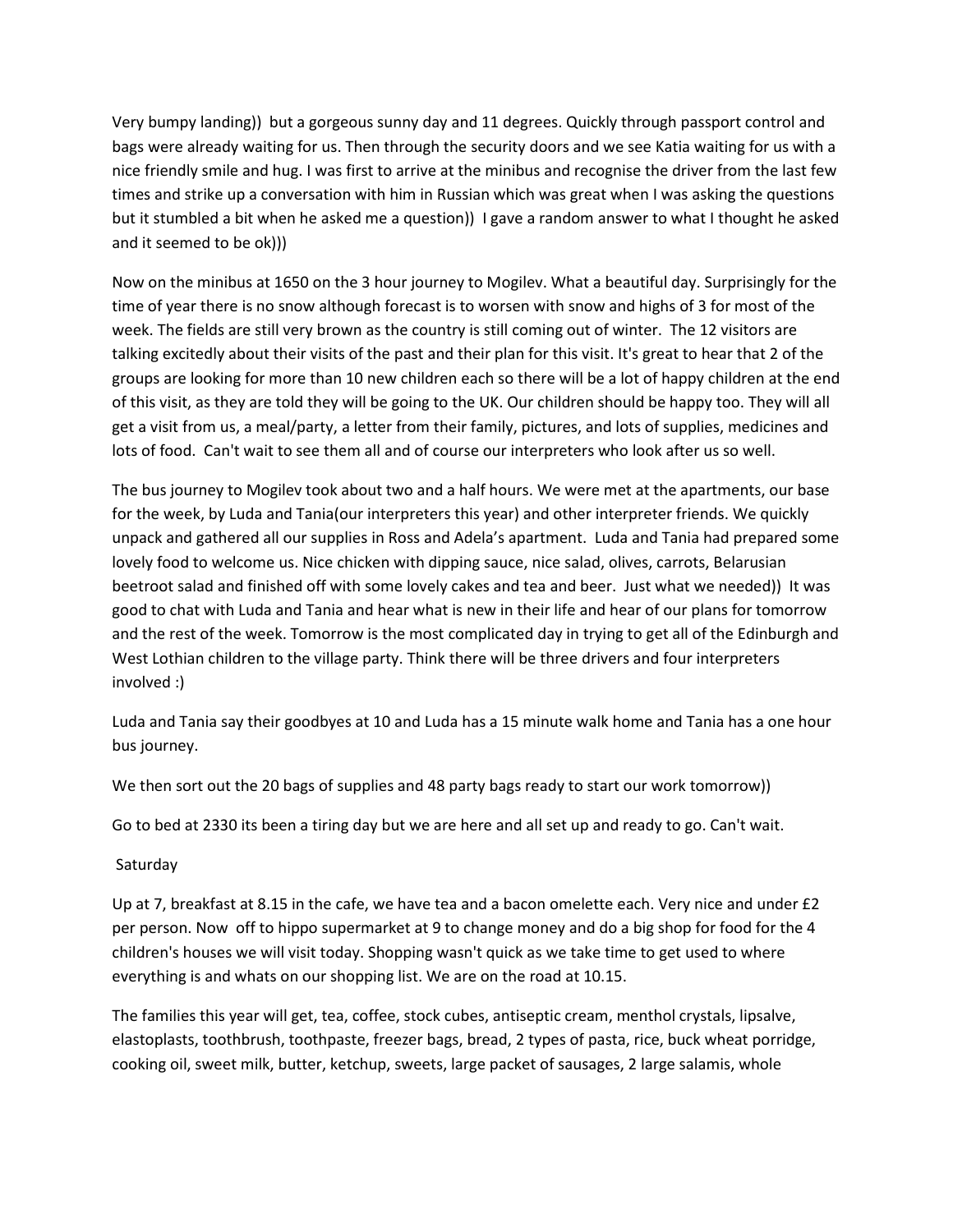Very bumpy landing)) but a gorgeous sunny day and 11 degrees. Quickly through passport control and bags were already waiting for us. Then through the security doors and we see Katia waiting for us with a nice friendly smile and hug. I was first to arrive at the minibus and recognise the driver from the last few times and strike up a conversation with him in Russian which was great when I was asking the questions but it stumbled a bit when he asked me a question)) I gave a random answer to what I thought he asked and it seemed to be ok)))

Now on the minibus at 1650 on the 3 hour journey to Mogilev. What a beautiful day. Surprisingly for the time of year there is no snow although forecast is to worsen with snow and highs of 3 for most of the week. The fields are still very brown as the country is still coming out of winter. The 12 visitors are talking excitedly about their visits of the past and their plan for this visit. It's great to hear that 2 of the groups are looking for more than 10 new children each so there will be a lot of happy children at the end of this visit, as they are told they will be going to the UK. Our children should be happy too. They will all get a visit from us, a meal/party, a letter from their family, pictures, and lots of supplies, medicines and lots of food. Can't wait to see them all and of course our interpreters who look after us so well.

The bus journey to Mogilev took about two and a half hours. We were met at the apartments, our base for the week, by Luda and Tania(our interpreters this year) and other interpreter friends. We quickly unpack and gathered all our supplies in Ross and Adela's apartment. Luda and Tania had prepared some lovely food to welcome us. Nice chicken with dipping sauce, nice salad, olives, carrots, Belarusian beetroot salad and finished off with some lovely cakes and tea and beer. Just what we needed)) It was good to chat with Luda and Tania and hear what is new in their life and hear of our plans for tomorrow and the rest of the week. Tomorrow is the most complicated day in trying to get all of the Edinburgh and West Lothian children to the village party. Think there will be three drivers and four interpreters involved :)

Luda and Tania say their goodbyes at 10 and Luda has a 15 minute walk home and Tania has a one hour bus journey.

We then sort out the 20 bags of supplies and 48 party bags ready to start our work tomorrow))

Go to bed at 2330 its been a tiring day but we are here and all set up and ready to go. Can't wait.

Saturday

Up at 7, breakfast at 8.15 in the cafe, we have tea and a bacon omelette each. Very nice and under £2 per person. Now off to hippo supermarket at 9 to change money and do a big shop for food for the 4 children's houses we will visit today. Shopping wasn't quick as we take time to get used to where everything is and whats on our shopping list. We are on the road at 10.15.

The families this year will get, tea, coffee, stock cubes, antiseptic cream, menthol crystals, lipsalve, elastoplasts, toothbrush, toothpaste, freezer bags, bread, 2 types of pasta, rice, buck wheat porridge, cooking oil, sweet milk, butter, ketchup, sweets, large packet of sausages, 2 large salamis, whole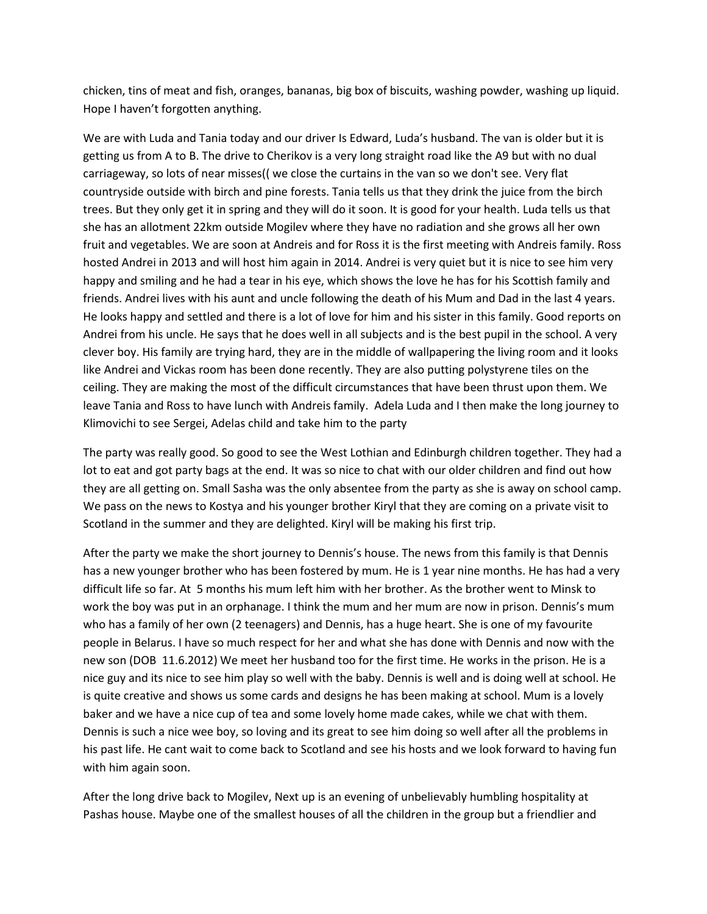chicken, tins of meat and fish, oranges, bananas, big box of biscuits, washing powder, washing up liquid. Hope I haven't forgotten anything.

We are with Luda and Tania today and our driver Is Edward, Luda's husband. The van is older but it is getting us from A to B. The drive to Cherikov is a very long straight road like the A9 but with no dual carriageway, so lots of near misses(( we close the curtains in the van so we don't see. Very flat countryside outside with birch and pine forests. Tania tells us that they drink the juice from the birch trees. But they only get it in spring and they will do it soon. It is good for your health. Luda tells us that she has an allotment 22km outside Mogilev where they have no radiation and she grows all her own fruit and vegetables. We are soon at Andreis and for Ross it is the first meeting with Andreis family. Ross hosted Andrei in 2013 and will host him again in 2014. Andrei is very quiet but it is nice to see him very happy and smiling and he had a tear in his eye, which shows the love he has for his Scottish family and friends. Andrei lives with his aunt and uncle following the death of his Mum and Dad in the last 4 years. He looks happy and settled and there is a lot of love for him and his sister in this family. Good reports on Andrei from his uncle. He says that he does well in all subjects and is the best pupil in the school. A very clever boy. His family are trying hard, they are in the middle of wallpapering the living room and it looks like Andrei and Vickas room has been done recently. They are also putting polystyrene tiles on the ceiling. They are making the most of the difficult circumstances that have been thrust upon them. We leave Tania and Ross to have lunch with Andreis family. Adela Luda and I then make the long journey to Klimovichi to see Sergei, Adelas child and take him to the party

The party was really good. So good to see the West Lothian and Edinburgh children together. They had a lot to eat and got party bags at the end. It was so nice to chat with our older children and find out how they are all getting on. Small Sasha was the only absentee from the party as she is away on school camp. We pass on the news to Kostya and his younger brother Kiryl that they are coming on a private visit to Scotland in the summer and they are delighted. Kiryl will be making his first trip.

After the party we make the short journey to Dennis's house. The news from this family is that Dennis has a new younger brother who has been fostered by mum. He is 1 year nine months. He has had a very difficult life so far. At 5 months his mum left him with her brother. As the brother went to Minsk to work the boy was put in an orphanage. I think the mum and her mum are now in prison. Dennis's mum who has a family of her own (2 teenagers) and Dennis, has a huge heart. She is one of my favourite people in Belarus. I have so much respect for her and what she has done with Dennis and now with the new son (DOB 11.6.2012) We meet her husband too for the first time. He works in the prison. He is a nice guy and its nice to see him play so well with the baby. Dennis is well and is doing well at school. He is quite creative and shows us some cards and designs he has been making at school. Mum is a lovely baker and we have a nice cup of tea and some lovely home made cakes, while we chat with them. Dennis is such a nice wee boy, so loving and its great to see him doing so well after all the problems in his past life. He cant wait to come back to Scotland and see his hosts and we look forward to having fun with him again soon.

After the long drive back to Mogilev, Next up is an evening of unbelievably humbling hospitality at Pashas house. Maybe one of the smallest houses of all the children in the group but a friendlier and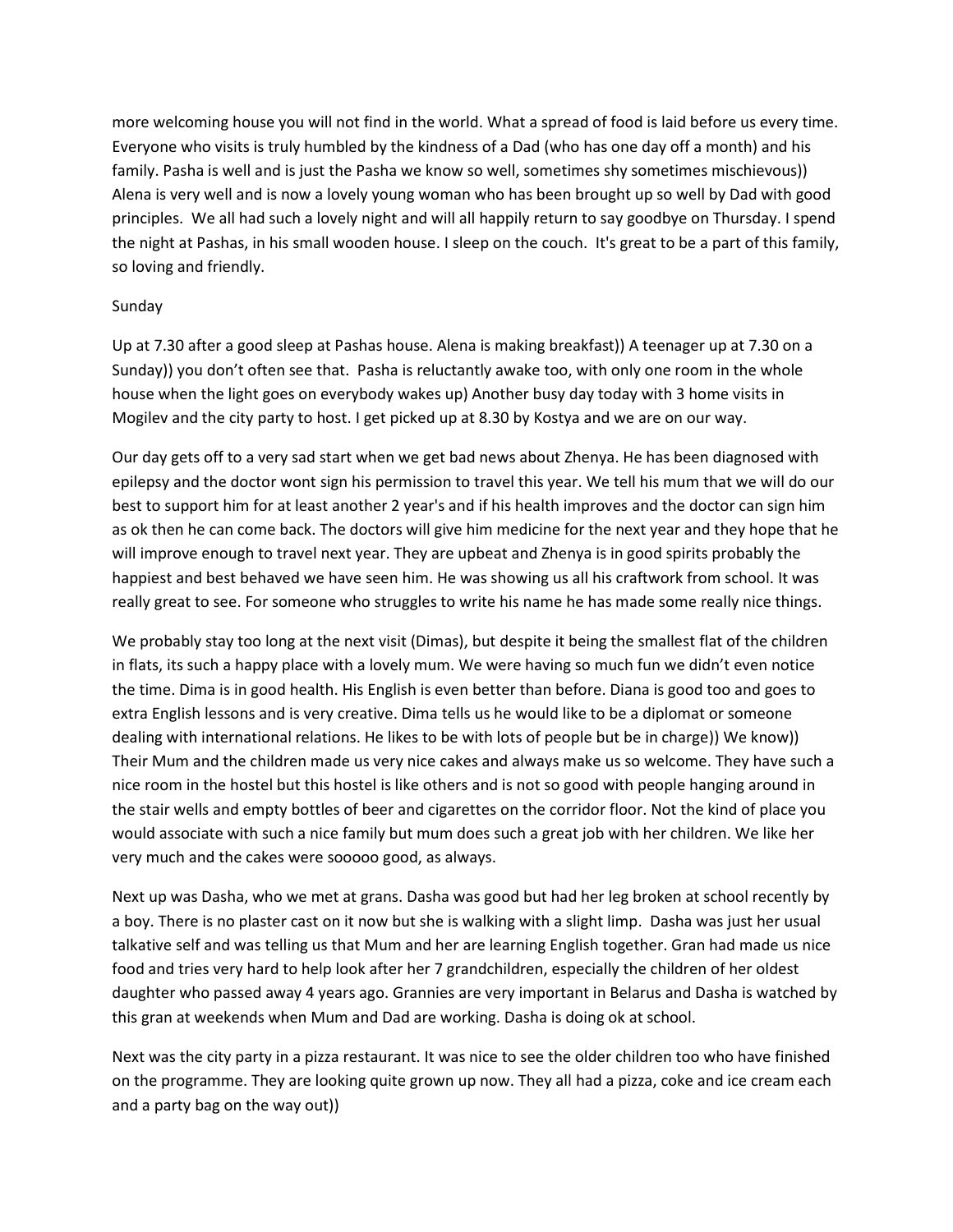more welcoming house you will not find in the world. What a spread of food is laid before us every time. Everyone who visits is truly humbled by the kindness of a Dad (who has one day off a month) and his family. Pasha is well and is just the Pasha we know so well, sometimes shy sometimes mischievous)) Alena is very well and is now a lovely young woman who has been brought up so well by Dad with good principles. We all had such a lovely night and will all happily return to say goodbye on Thursday. I spend the night at Pashas, in his small wooden house. I sleep on the couch. It's great to be a part of this family, so loving and friendly.

Sunday

Up at 7.30 after a good sleep at Pashas house. Alena is making breakfast)) A teenager up at 7.30 on a Sunday)) you don't often see that. Pasha is reluctantly awake too, with only one room in the whole house when the light goes on everybody wakes up) Another busy day today with 3 home visits in Mogilev and the city party to host. I get picked up at 8.30 by Kostya and we are on our way.

Our day gets off to a very sad start when we get bad news about Zhenya. He has been diagnosed with epilepsy and the doctor wont sign his permission to travel this year. We tell his mum that we will do our best to support him for at least another 2 year's and if his health improves and the doctor can sign him as ok then he can come back. The doctors will give him medicine for the next year and they hope that he will improve enough to travel next year. They are upbeat and Zhenya is in good spirits probably the happiest and best behaved we have seen him. He was showing us all his craftwork from school. It was really great to see. For someone who struggles to write his name he has made some really nice things.

We probably stay too long at the next visit (Dimas), but despite it being the smallest flat of the children in flats, its such a happy place with a lovely mum. We were having so much fun we didn't even notice the time. Dima is in good health. His English is even better than before. Diana is good too and goes to extra English lessons and is very creative. Dima tells us he would like to be a diplomat or someone dealing with international relations. He likes to be with lots of people but be in charge)) We know)) Their Mum and the children made us very nice cakes and always make us so welcome. They have such a nice room in the hostel but this hostel is like others and is not so good with people hanging around in the stair wells and empty bottles of beer and cigarettes on the corridor floor. Not the kind of place you would associate with such a nice family but mum does such a great job with her children. We like her very much and the cakes were sooooo good, as always.

Next up was Dasha, who we met at grans. Dasha was good but had her leg broken at school recently by a boy. There is no plaster cast on it now but she is walking with a slight limp. Dasha was just her usual talkative self and was telling us that Mum and her are learning English together. Gran had made us nice food and tries very hard to help look after her 7 grandchildren, especially the children of her oldest daughter who passed away 4 years ago. Grannies are very important in Belarus and Dasha is watched by this gran at weekends when Mum and Dad are working. Dasha is doing ok at school.

Next was the city party in a pizza restaurant. It was nice to see the older children too who have finished on the programme. They are looking quite grown up now. They all had a pizza, coke and ice cream each and a party bag on the way out))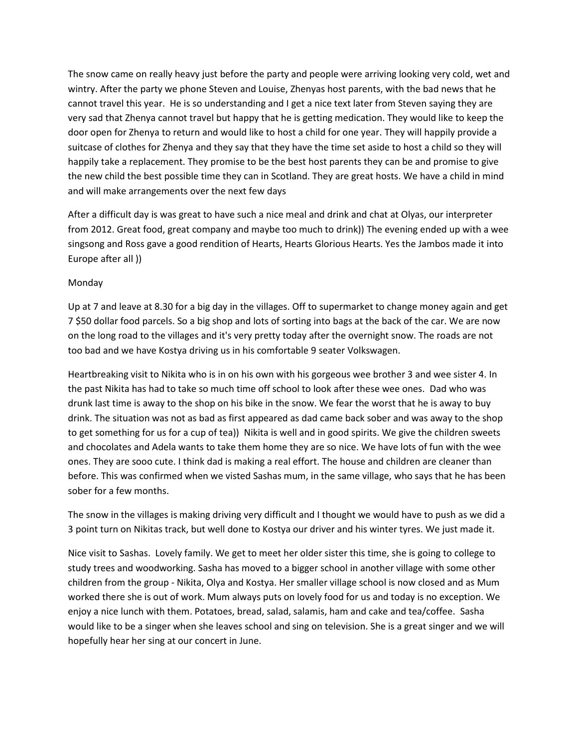The snow came on really heavy just before the party and people were arriving looking very cold, wet and wintry. After the party we phone Steven and Louise, Zhenyas host parents, with the bad news that he cannot travel this year. He is so understanding and I get a nice text later from Steven saying they are very sad that Zhenya cannot travel but happy that he is getting medication. They would like to keep the door open for Zhenya to return and would like to host a child for one year. They will happily provide a suitcase of clothes for Zhenya and they say that they have the time set aside to host a child so they will happily take a replacement. They promise to be the best host parents they can be and promise to give the new child the best possible time they can in Scotland. They are great hosts. We have a child in mind and will make arrangements over the next few days

After a difficult day is was great to have such a nice meal and drink and chat at Olyas, our interpreter from 2012. Great food, great company and maybe too much to drink)) The evening ended up with a wee singsong and Ross gave a good rendition of Hearts, Hearts Glorious Hearts. Yes the Jambos made it into Europe after all ))

Monday

Up at 7 and leave at 8.30 for a big day in the villages. Off to supermarket to change money again and get 7 $50 dollar food parcels. So a big shop and lots of sorting into bags at the back of the car. We are now on the long road to the villages and it's very pretty today after the overnight snow. The roads are not too bad and we have Kostya driving us in his comfortable 9 seater Volkswagen.

Heartbreaking visit to Nikita who is in on his own with his gorgeous wee brother 3 and wee sister 4. In the past Nikita has had to take so much time off school to look after these wee ones. Dad who was drunk last time is away to the shop on his bike in the snow. We fear the worst that he is away to buy drink. The situation was not as bad as first appeared as dad came back sober and was away to the shop to get something for us for a cup of tea)) Nikita is well and in good spirits. We give the children sweets and chocolates and Adela wants to take them home they are so nice. We have lots of fun with the wee ones. They are sooo cute. I think dad is making a real effort. The house and children are cleaner than before. This was confirmed when we visted Sashas mum, in the same village, who says that he has been sober for a few months.

The snow in the villages is making driving very difficult and I thought we would have to push as we did a 3 point turn on Nikitas track, but well done to Kostya our driver and his winter tyres. We just made it.

Nice visit to Sashas. Lovely family. We get to meet her older sister this time, she is going to college to study trees and woodworking. Sasha has moved to a bigger school in another village with some other children from the group - Nikita, Olya and Kostya. Her smaller village school is now closed and as Mum worked there she is out of work. Mum always puts on lovely food for us and today is no exception. We enjoy a nice lunch with them. Potatoes, bread, salad, salamis, ham and cake and tea/coffee. Sasha would like to be a singer when she leaves school and sing on television. She is a great singer and we will hopefully hear her sing at our concert in June.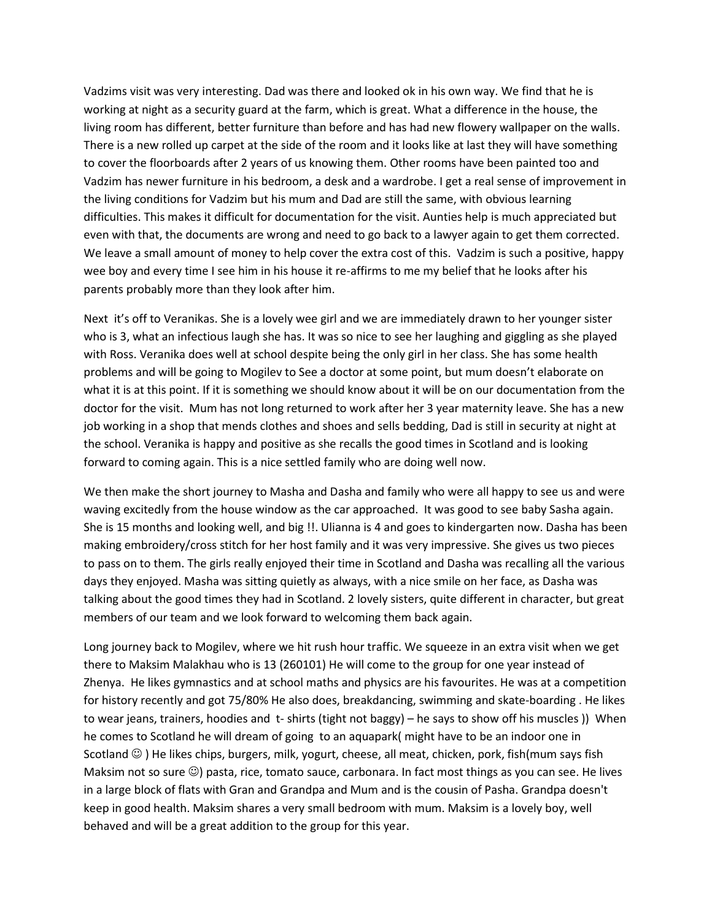Vadzims visit was very interesting. Dad was there and looked ok in his own way. We find that he is working at night as a security guard at the farm, which is great. What a difference in the house, the living room has different, better furniture than before and has had new flowery wallpaper on the walls. There is a new rolled up carpet at the side of the room and it looks like at last they will have something to cover the floorboards after 2 years of us knowing them. Other rooms have been painted too and Vadzim has newer furniture in his bedroom, a desk and a wardrobe. I get a real sense of improvement in the living conditions for Vadzim but his mum and Dad are still the same, with obvious learning difficulties. This makes it difficult for documentation for the visit. Aunties help is much appreciated but even with that, the documents are wrong and need to go back to a lawyer again to get them corrected. We leave a small amount of money to help cover the extra cost of this. Vadzim is such a positive, happy wee boy and every time I see him in his house it re-affirms to me my belief that he looks after his parents probably more than they look after him.

Next it's off to Veranikas. She is a lovely wee girl and we are immediately drawn to her younger sister who is 3, what an infectious laugh she has. It was so nice to see her laughing and giggling as she played with Ross. Veranika does well at school despite being the only girl in her class. She has some health problems and will be going to Mogilev to See a doctor at some point, but mum doesn't elaborate on what it is at this point. If it is something we should know about it will be on our documentation from the doctor for the visit. Mum has not long returned to work after her 3 year maternity leave. She has a new job working in a shop that mends clothes and shoes and sells bedding, Dad is still in security at night at the school. Veranika is happy and positive as she recalls the good times in Scotland and is looking forward to coming again. This is a nice settled family who are doing well now.

We then make the short journey to Masha and Dasha and family who were all happy to see us and were waving excitedly from the house window as the car approached. It was good to see baby Sasha again. She is 15 months and looking well, and big !!. Ulianna is 4 and goes to kindergarten now. Dasha has been making embroidery/cross stitch for her host family and it was very impressive. She gives us two pieces to pass on to them. The girls really enjoyed their time in Scotland and Dasha was recalling all the various days they enjoyed. Masha was sitting quietly as always, with a nice smile on her face, as Dasha was talking about the good times they had in Scotland. 2 lovely sisters, quite different in character, but great members of our team and we look forward to welcoming them back again.

Long journey back to Mogilev, where we hit rush hour traffic. We squeeze in an extra visit when we get there to Maksim Malakhau who is 13 (260101) He will come to the group for one year instead of Zhenya. He likes gymnastics and at school maths and physics are his favourites. He was at a competition for history recently and got 75/80% He also does, breakdancing, swimming and skate-boarding . He likes to wear jeans, trainers, hoodies and t- shirts (tight not baggy) – he says to show off his muscles )) When he comes to Scotland he will dream of going to an aquapark( might have to be an indoor one in Scotland ☺ ) He likes chips, burgers, milk, yogurt, cheese, all meat, chicken, pork, fish(mum says fish Maksim not so sure ☺) pasta, rice, tomato sauce, carbonara. In fact most things as you can see. He lives in a large block of flats with Gran and Grandpa and Mum and is the cousin of Pasha. Grandpa doesn't keep in good health. Maksim shares a very small bedroom with mum. Maksim is a lovely boy, well behaved and will be a great addition to the group for this year.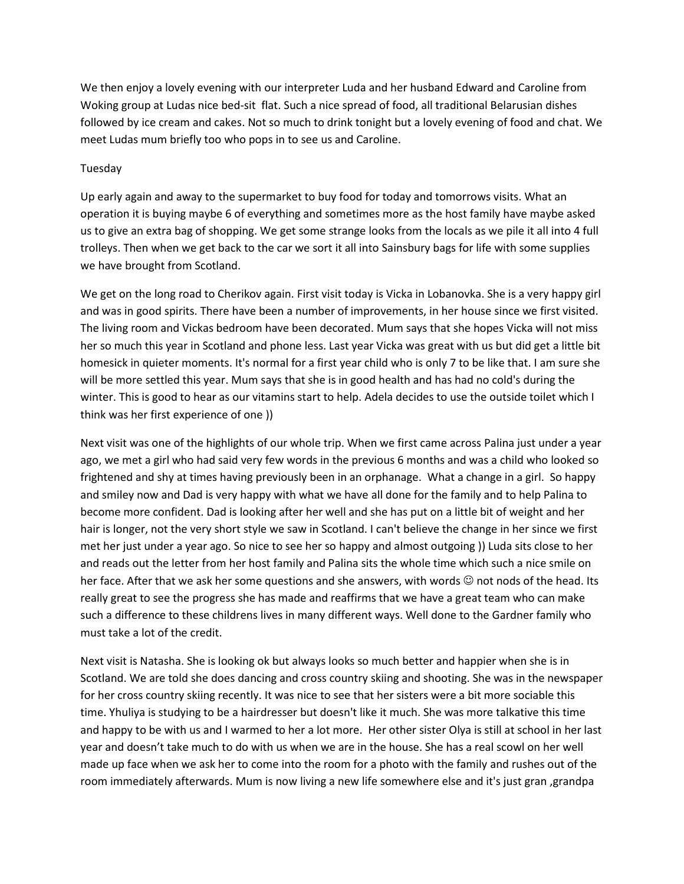We then enjoy a lovely evening with our interpreter Luda and her husband Edward and Caroline from Woking group at Ludas nice bed-sit  flat. Such a nice spread of food, all traditional Belarusian dishes followed by ice cream and cakes. Not so much to drink tonight but a lovely evening of food and chat. We meet Ludas mum briefly too who pops in to see us and Caroline.

Tuesday

Up early again and away to the supermarket to buy food for today and tomorrows visits. What an operation it is buying maybe 6 of everything and sometimes more as the host family have maybe asked us to give an extra bag of shopping. We get some strange looks from the locals as we pile it all into 4 full trolleys. Then when we get back to the car we sort it all into Sainsbury bags for life with some supplies we have brought from Scotland.

We get on the long road to Cherikov again. First visit today is Vicka in Lobanovka. She is a very happy girl and was in good spirits. There have been a number of improvements, in her house since we first visited. The living room and Vickas bedroom have been decorated. Mum says that she hopes Vicka will not miss her so much this year in Scotland and phone less. Last year Vicka was great with us but did get a little bit homesick in quieter moments. It's normal for a first year child who is only 7 to be like that. I am sure she will be more settled this year. Mum says that she is in good health and has had no cold's during the winter. This is good to hear as our vitamins start to help. Adela decides to use the outside toilet which I think was her first experience of one ))

Next visit was one of the highlights of our whole trip. When we first came across Palina just under a year ago, we met a girl who had said very few words in the previous 6 months and was a child who looked so frightened and shy at times having previously been in an orphanage.  What a change in a girl.  So happy and smiley now and Dad is very happy with what we have all done for the family and to help Palina to become more confident. Dad is looking after her well and she has put on a little bit of weight and her hair is longer, not the very short style we saw in Scotland. I can't believe the change in her since we first met her just under a year ago. So nice to see her so happy and almost outgoing )) Luda sits close to her and reads out the letter from her host family and Palina sits the whole time which such a nice smile on her face. After that we ask her some questions and she answers, with words ☺ not nods of the head. Its really great to see the progress she has made and reaffirms that we have a great team who can make such a difference to these childrens lives in many different ways. Well done to the Gardner family who must take a lot of the credit.

Next visit is Natasha. She is looking ok but always looks so much better and happier when she is in Scotland. We are told she does dancing and cross country skiing and shooting. She was in the newspaper for her cross country skiing recently. It was nice to see that her sisters were a bit more sociable this time. Yhuliya is studying to be a hairdresser but doesn't like it much. She was more talkative this time and happy to be with us and I warmed to her a lot more.  Her other sister Olya is still at school in her last year and doesn't take much to do with us when we are in the house. She has a real scowl on her well made up face when we ask her to come into the room for a photo with the family and rushes out of the room immediately afterwards. Mum is now living a new life somewhere else and it's just gran ,grandpa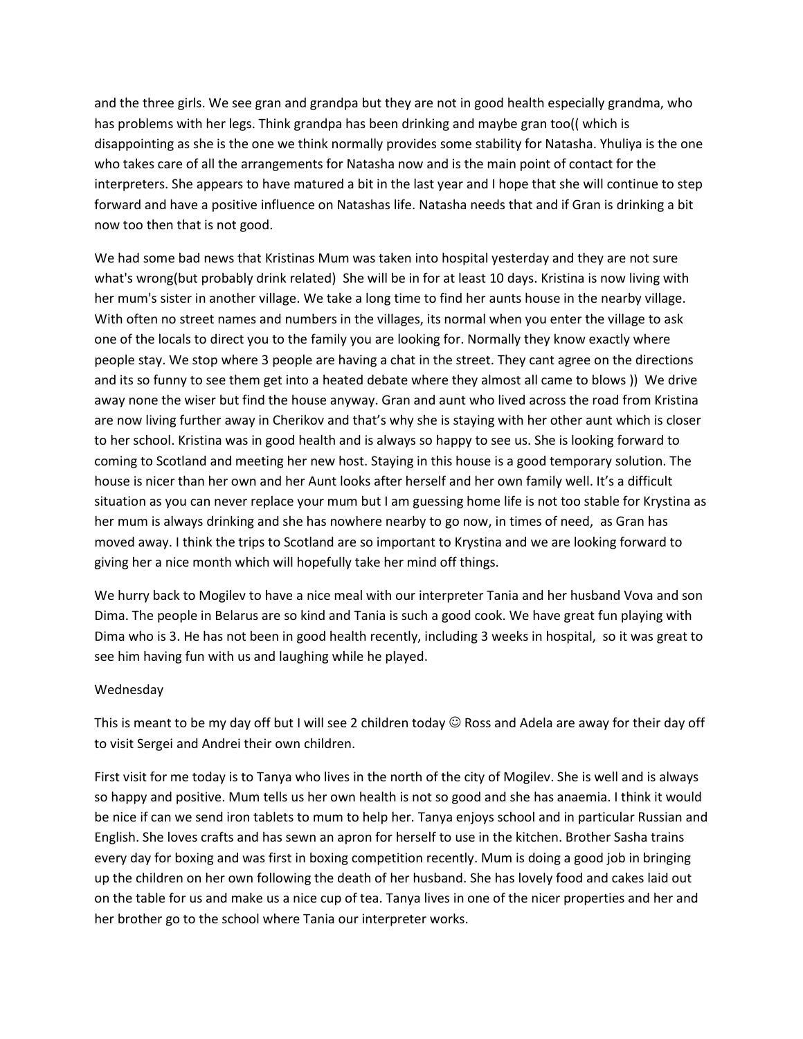and the three girls. We see gran and grandpa but they are not in good health especially grandma, who has problems with her legs. Think grandpa has been drinking and maybe gran too(( which is disappointing as she is the one we think normally provides some stability for Natasha. Yhuliya is the one who takes care of all the arrangements for Natasha now and is the main point of contact for the interpreters. She appears to have matured a bit in the last year and I hope that she will continue to step forward and have a positive influence on Natashas life. Natasha needs that and if Gran is drinking a bit now too then that is not good.

We had some bad news that Kristinas Mum was taken into hospital yesterday and they are not sure what's wrong(but probably drink related) She will be in for at least 10 days. Kristina is now living with her mum's sister in another village. We take a long time to find her aunts house in the nearby village. With often no street names and numbers in the villages, its normal when you enter the village to ask one of the locals to direct you to the family you are looking for. Normally they know exactly where people stay. We stop where 3 people are having a chat in the street. They cant agree on the directions and its so funny to see them get into a heated debate where they almost all came to blows )) We drive away none the wiser but find the house anyway. Gran and aunt who lived across the road from Kristina are now living further away in Cherikov and that's why she is staying with her other aunt which is closer to her school. Kristina was in good health and is always so happy to see us. She is looking forward to coming to Scotland and meeting her new host. Staying in this house is a good temporary solution. The house is nicer than her own and her Aunt looks after herself and her own family well. It's a difficult situation as you can never replace your mum but I am guessing home life is not too stable for Krystina as her mum is always drinking and she has nowhere nearby to go now, in times of need, as Gran has moved away. I think the trips to Scotland are so important to Krystina and we are looking forward to giving her a nice month which will hopefully take her mind off things.

We hurry back to Mogilev to have a nice meal with our interpreter Tania and her husband Vova and son Dima. The people in Belarus are so kind and Tania is such a good cook. We have great fun playing with Dima who is 3. He has not been in good health recently, including 3 weeks in hospital, so it was great to see him having fun with us and laughing while he played.

Wednesday

This is meant to be my day off but I will see 2 children today ☺ Ross and Adela are away for their day off to visit Sergei and Andrei their own children.

First visit for me today is to Tanya who lives in the north of the city of Mogilev. She is well and is always so happy and positive. Mum tells us her own health is not so good and she has anaemia. I think it would be nice if can we send iron tablets to mum to help her. Tanya enjoys school and in particular Russian and English. She loves crafts and has sewn an apron for herself to use in the kitchen. Brother Sasha trains every day for boxing and was first in boxing competition recently. Mum is doing a good job in bringing up the children on her own following the death of her husband. She has lovely food and cakes laid out on the table for us and make us a nice cup of tea. Tanya lives in one of the nicer properties and her and her brother go to the school where Tania our interpreter works.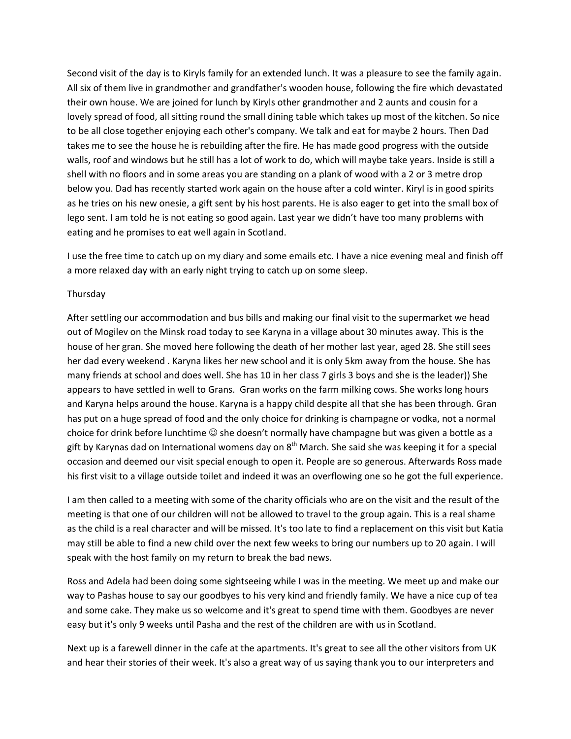Second visit of the day is to Kiryls family for an extended lunch. It was a pleasure to see the family again. All six of them live in grandmother and grandfather's wooden house, following the fire which devastated their own house. We are joined for lunch by Kiryls other grandmother and 2 aunts and cousin for a lovely spread of food, all sitting round the small dining table which takes up most of the kitchen. So nice to be all close together enjoying each other's company. We talk and eat for maybe 2 hours. Then Dad takes me to see the house he is rebuilding after the fire. He has made good progress with the outside walls, roof and windows but he still has a lot of work to do, which will maybe take years. Inside is still a shell with no floors and in some areas you are standing on a plank of wood with a 2 or 3 metre drop below you. Dad has recently started work again on the house after a cold winter. Kiryl is in good spirits as he tries on his new onesie, a gift sent by his host parents. He is also eager to get into the small box of lego sent. I am told he is not eating so good again. Last year we didn't have too many problems with eating and he promises to eat well again in Scotland.

I use the free time to catch up on my diary and some emails etc. I have a nice evening meal and finish off a more relaxed day with an early night trying to catch up on some sleep.

Thursday

After settling our accommodation and bus bills and making our final visit to the supermarket we head out of Mogilev on the Minsk road today to see Karyna in a village about 30 minutes away. This is the house of her gran. She moved here following the death of her mother last year, aged 28. She still sees her dad every weekend . Karyna likes her new school and it is only 5km away from the house. She has many friends at school and does well. She has 10 in her class 7 girls 3 boys and she is the leader)) She appears to have settled in well to Grans. Gran works on the farm milking cows. She works long hours and Karyna helps around the house. Karyna is a happy child despite all that she has been through. Gran has put on a huge spread of food and the only choice for drinking is champagne or vodka, not a normal choice for drink before lunchtime ☺ she doesn't normally have champagne but was given a bottle as a gift by Karynas dad on International womens day on 8th March. She said she was keeping it for a special occasion and deemed our visit special enough to open it. People are so generous. Afterwards Ross made his first visit to a village outside toilet and indeed it was an overflowing one so he got the full experience.

I am then called to a meeting with some of the charity officials who are on the visit and the result of the meeting is that one of our children will not be allowed to travel to the group again. This is a real shame as the child is a real character and will be missed. It's too late to find a replacement on this visit but Katia may still be able to find a new child over the next few weeks to bring our numbers up to 20 again. I will speak with the host family on my return to break the bad news.

Ross and Adela had been doing some sightseeing while I was in the meeting. We meet up and make our way to Pashas house to say our goodbyes to his very kind and friendly family. We have a nice cup of tea and some cake. They make us so welcome and it's great to spend time with them. Goodbyes are never easy but it's only 9 weeks until Pasha and the rest of the children are with us in Scotland.

Next up is a farewell dinner in the cafe at the apartments. It's great to see all the other visitors from UK and hear their stories of their week. It's also a great way of us saying thank you to our interpreters and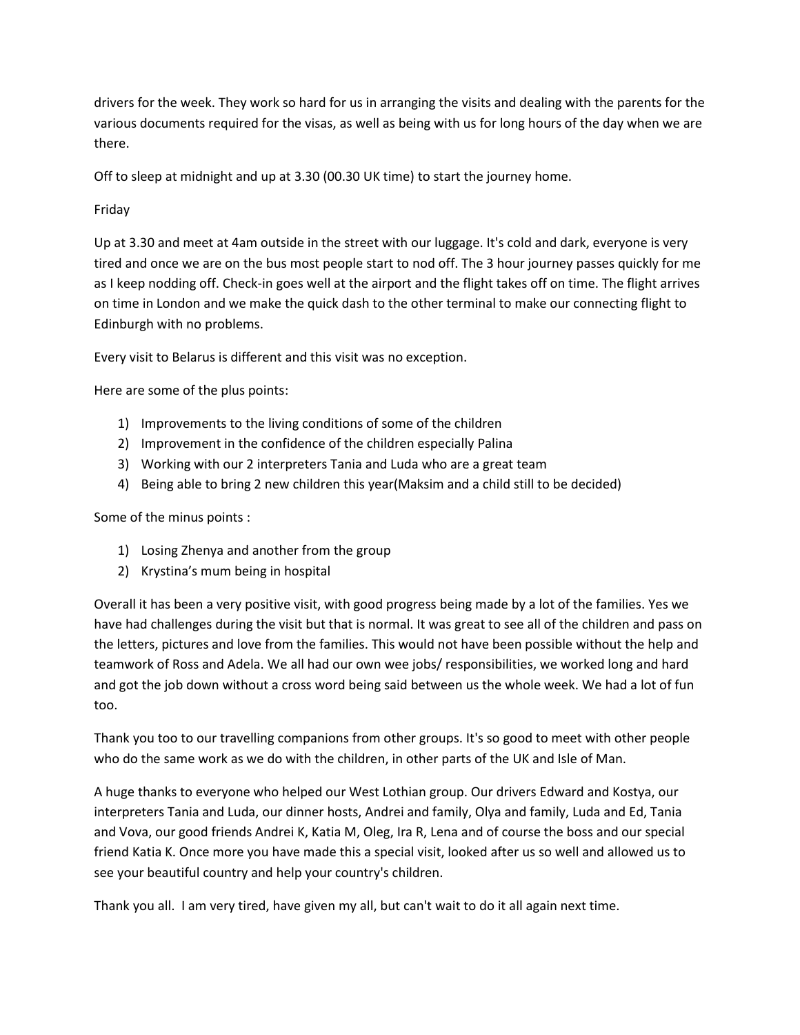drivers for the week. They work so hard for us in arranging the visits and dealing with the parents for the various documents required for the visas, as well as being with us for long hours of the day when we are there.

Off to sleep at midnight and up at 3.30 (00.30 UK time) to start the journey home.

Friday

Up at 3.30 and meet at 4am outside in the street with our luggage. It's cold and dark, everyone is very tired and once we are on the bus most people start to nod off. The 3 hour journey passes quickly for me as I keep nodding off. Check-in goes well at the airport and the flight takes off on time. The flight arrives on time in London and we make the quick dash to the other terminal to make our connecting flight to Edinburgh with no problems.

Every visit to Belarus is different and this visit was no exception.

Here are some of the plus points:

1) Improvements to the living conditions of some of the children
2) Improvement in the confidence of the children especially Palina
3) Working with our 2 interpreters Tania and Luda who are a great team
4) Being able to bring 2 new children this year(Maksim and a child still to be decided)

Some of the minus points :

1) Losing Zhenya and another from the group
2) Krystina's mum being in hospital

Overall it has been a very positive visit, with good progress being made by a lot of the families. Yes we have had challenges during the visit but that is normal. It was great to see all of the children and pass on the letters, pictures and love from the families. This would not have been possible without the help and teamwork of Ross and Adela. We all had our own wee jobs/ responsibilities, we worked long and hard and got the job down without a cross word being said between us the whole week. We had a lot of fun too.

Thank you too to our travelling companions from other groups. It's so good to meet with other people who do the same work as we do with the children, in other parts of the UK and Isle of Man.

A huge thanks to everyone who helped our West Lothian group. Our drivers Edward and Kostya, our interpreters Tania and Luda, our dinner hosts, Andrei and family, Olya and family, Luda and Ed, Tania and Vova, our good friends Andrei K, Katia M, Oleg, Ira R, Lena and of course the boss and our special friend Katia K. Once more you have made this a special visit, looked after us so well and allowed us to see your beautiful country and help your country's children.

Thank you all. I am very tired, have given my all, but can't wait to do it all again next time.